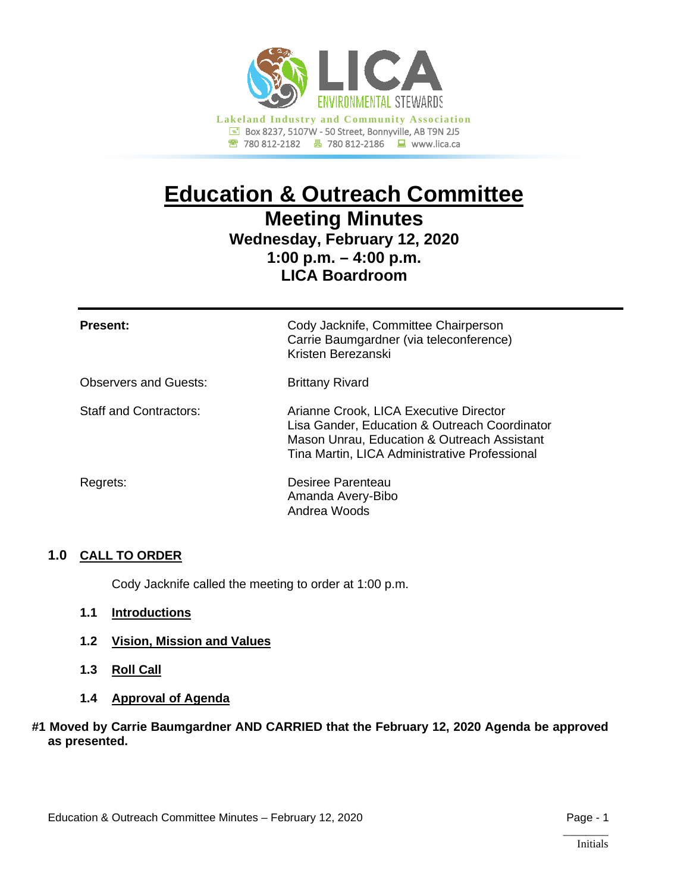**LICA ENVIRONMENTAL STEWARDS**

Lakeland Industry and Community Association
Box 8237, 5107W - 50 Street, Bonnyville, AB T9N 2J5
780 812-2182 | 780 812-2186 | www.lica.ca

# Education & Outreach Committee

## Meeting Minutes

### Wednesday, February 12, 2020
### 1:00 p.m. – 4:00 p.m.
### LICA Boardroom

| | |
|---|---|
| **Present:** | Cody Jacknife, Committee Chairperson<br>Carrie Baumgardner (via teleconference)<br>Kristen Berezanski |
| Observers and Guests: | Brittany Rivard |
| Staff and Contractors: | Arianne Crook, LICA Executive Director<br>Lisa Gander, Education & Outreach Coordinator<br>Mason Unrau, Education & Outreach Assistant<br>Tina Martin, LICA Administrative Professional |
| Regrets: | Desiree Parenteau<br>Amanda Avery-Bibo<br>Andrea Woods |

## 1.0 CALL TO ORDER

Cody Jacknife called the meeting to order at 1:00 p.m.

### 1.1 Introductions

### 1.2 Vision, Mission and Values

### 1.3 Roll Call

### 1.4 Approval of Agenda

**#1 Moved by Carrie Baumgardner AND CARRIED that the February 12, 2020 Agenda be approved as presented.**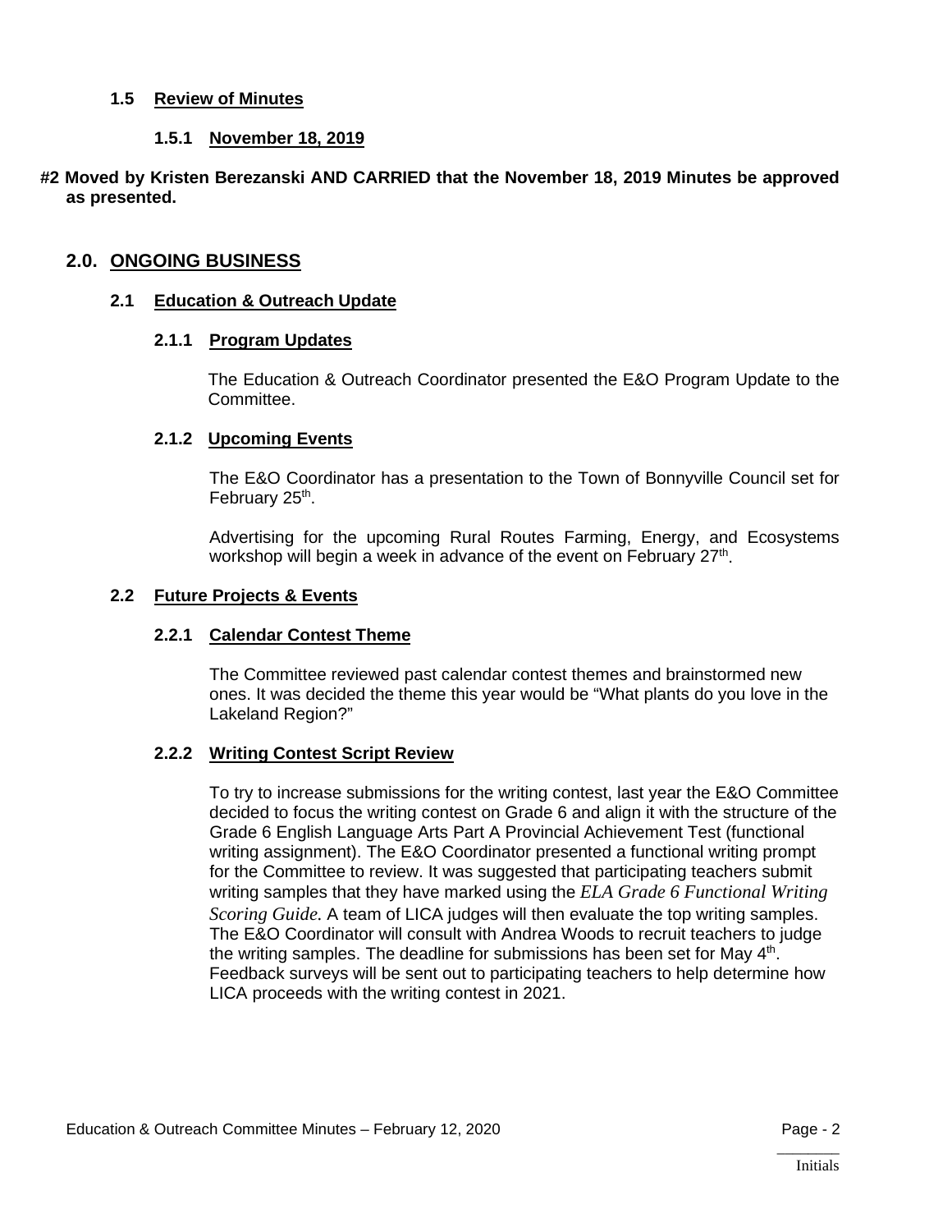### 1.5 Review of Minutes

#### 1.5.1 November 18, 2019

**#2 Moved by Kristen Berezanski AND CARRIED that the November 18, 2019 Minutes be approved as presented.**

## 2.0. ONGOING BUSINESS

### 2.1 Education & Outreach Update

#### 2.1.1 Program Updates

The Education & Outreach Coordinator presented the E&O Program Update to the Committee.

#### 2.1.2 Upcoming Events

The E&O Coordinator has a presentation to the Town of Bonnyville Council set for February 25th.

Advertising for the upcoming Rural Routes Farming, Energy, and Ecosystems workshop will begin a week in advance of the event on February 27th.

### 2.2 Future Projects & Events

#### 2.2.1 Calendar Contest Theme

The Committee reviewed past calendar contest themes and brainstormed new ones. It was decided the theme this year would be "What plants do you love in the Lakeland Region?"

#### 2.2.2 Writing Contest Script Review

To try to increase submissions for the writing contest, last year the E&O Committee decided to focus the writing contest on Grade 6 and align it with the structure of the Grade 6 English Language Arts Part A Provincial Achievement Test (functional writing assignment). The E&O Coordinator presented a functional writing prompt for the Committee to review. It was suggested that participating teachers submit writing samples that they have marked using the *ELA Grade 6 Functional Writing Scoring Guide.* A team of LICA judges will then evaluate the top writing samples. The E&O Coordinator will consult with Andrea Woods to recruit teachers to judge the writing samples. The deadline for submissions has been set for May 4th. Feedback surveys will be sent out to participating teachers to help determine how LICA proceeds with the writing contest in 2021.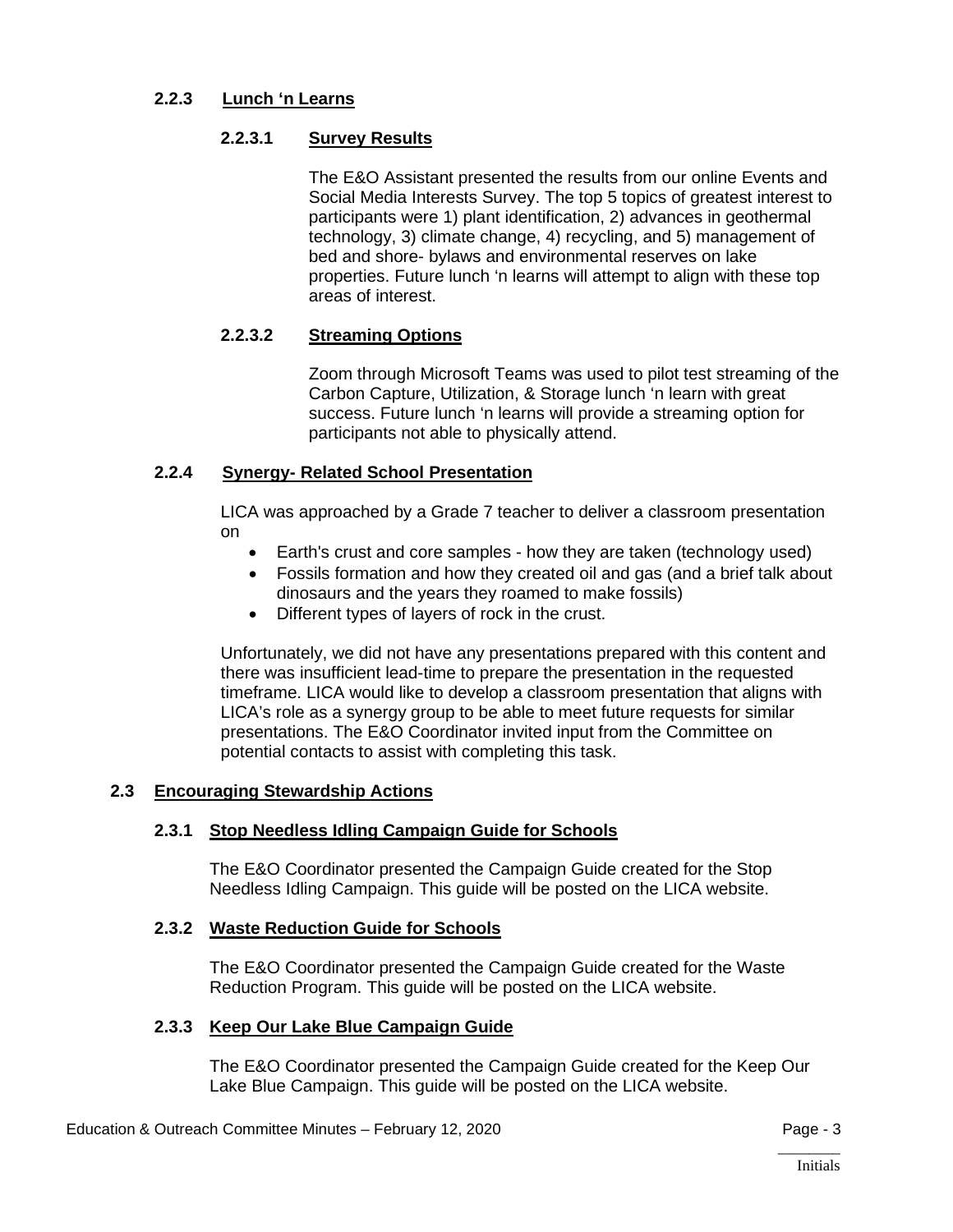### 2.2.3 Lunch 'n Learns

#### 2.2.3.1 Survey Results

The E&O Assistant presented the results from our online Events and Social Media Interests Survey. The top 5 topics of greatest interest to participants were 1) plant identification, 2) advances in geothermal technology, 3) climate change, 4) recycling, and 5) management of bed and shore- bylaws and environmental reserves on lake properties. Future lunch 'n learns will attempt to align with these top areas of interest.

#### 2.2.3.2 Streaming Options

Zoom through Microsoft Teams was used to pilot test streaming of the Carbon Capture, Utilization, & Storage lunch 'n learn with great success. Future lunch 'n learns will provide a streaming option for participants not able to physically attend.

### 2.2.4 Synergy- Related School Presentation

LICA was approached by a Grade 7 teacher to deliver a classroom presentation on

- Earth's crust and core samples - how they are taken (technology used)
- Fossils formation and how they created oil and gas (and a brief talk about dinosaurs and the years they roamed to make fossils)
- Different types of layers of rock in the crust.

Unfortunately, we did not have any presentations prepared with this content and there was insufficient lead-time to prepare the presentation in the requested timeframe. LICA would like to develop a classroom presentation that aligns with LICA's role as a synergy group to be able to meet future requests for similar presentations. The E&O Coordinator invited input from the Committee on potential contacts to assist with completing this task.

## 2.3 Encouraging Stewardship Actions

### 2.3.1 Stop Needless Idling Campaign Guide for Schools

The E&O Coordinator presented the Campaign Guide created for the Stop Needless Idling Campaign. This guide will be posted on the LICA website.

### 2.3.2 Waste Reduction Guide for Schools

The E&O Coordinator presented the Campaign Guide created for the Waste Reduction Program. This guide will be posted on the LICA website.

### 2.3.3 Keep Our Lake Blue Campaign Guide

The E&O Coordinator presented the Campaign Guide created for the Keep Our Lake Blue Campaign. This guide will be posted on the LICA website.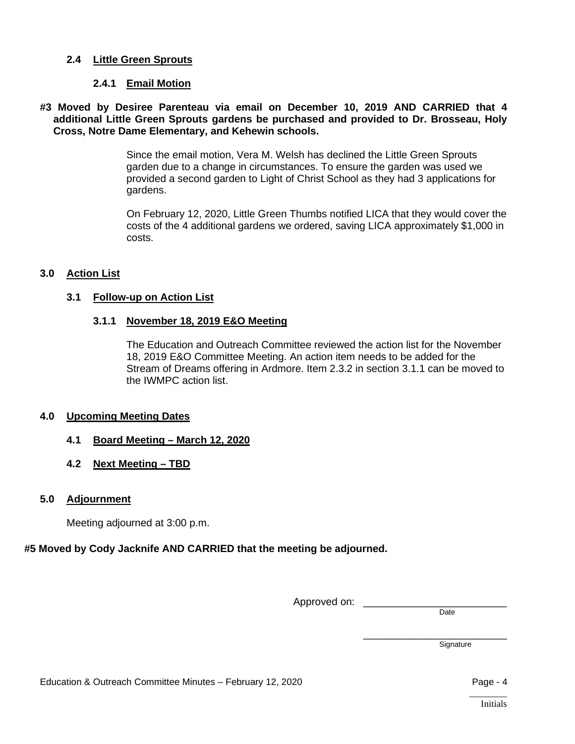### 2.4 Little Green Sprouts

#### 2.4.1 Email Motion

**#3 Moved by Desiree Parenteau via email on December 10, 2019 AND CARRIED that 4 additional Little Green Sprouts gardens be purchased and provided to Dr. Brosseau, Holy Cross, Notre Dame Elementary, and Kehewin schools.**

Since the email motion, Vera M. Welsh has declined the Little Green Sprouts garden due to a change in circumstances. To ensure the garden was used we provided a second garden to Light of Christ School as they had 3 applications for gardens.

On February 12, 2020, Little Green Thumbs notified LICA that they would cover the costs of the 4 additional gardens we ordered, saving LICA approximately $1,000 in costs.

## 3.0 Action List

### 3.1 Follow-up on Action List

#### 3.1.1 November 18, 2019 E&O Meeting

The Education and Outreach Committee reviewed the action list for the November 18, 2019 E&O Committee Meeting. An action item needs to be added for the Stream of Dreams offering in Ardmore. Item 2.3.2 in section 3.1.1 can be moved to the IWMPC action list.

## 4.0 Upcoming Meeting Dates

### 4.1 Board Meeting – March 12, 2020

### 4.2 Next Meeting – TBD

## 5.0 Adjournment

Meeting adjourned at 3:00 p.m.

**#5 Moved by Cody Jacknife AND CARRIED that the meeting be adjourned.**

Approved on: ______________________
Date

______________________
Signature

________
Initials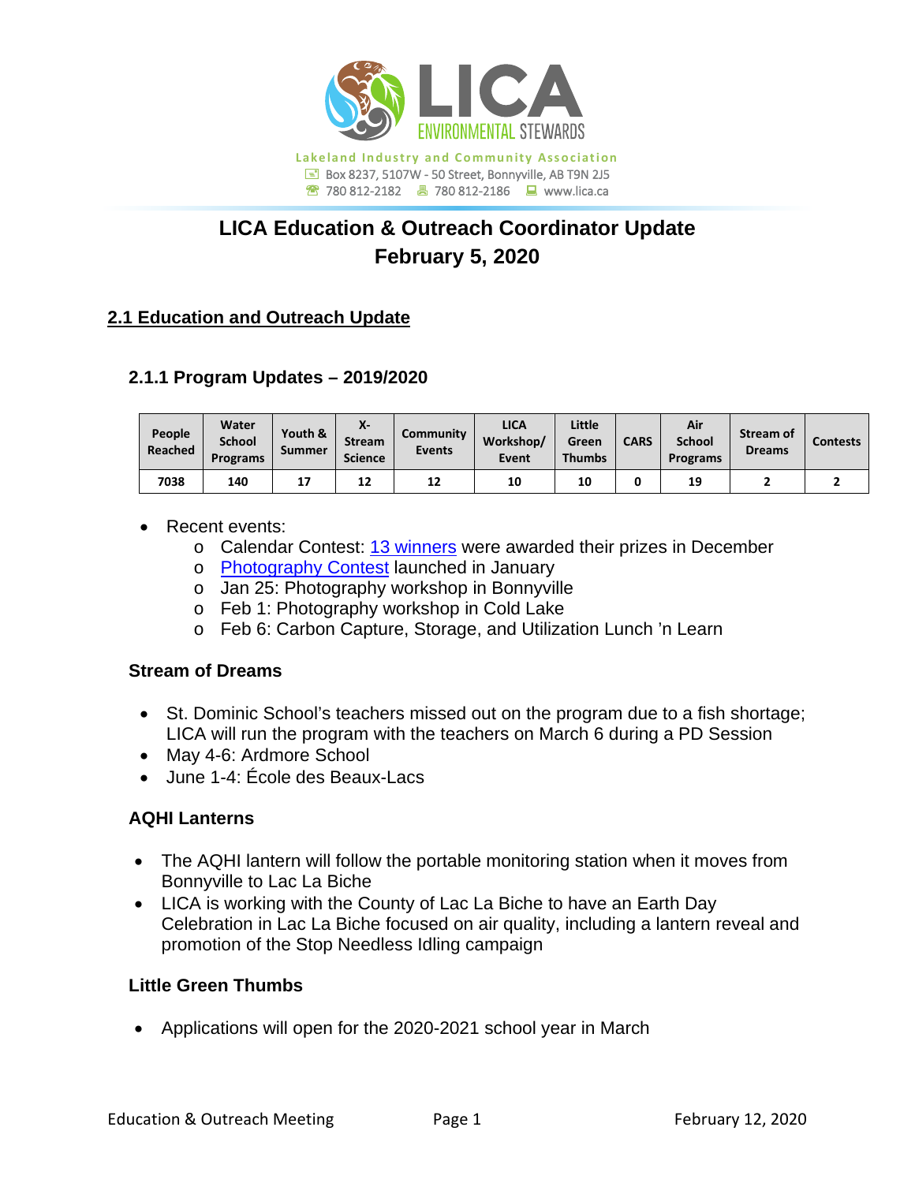LICA ENVIRONMENTAL STEWARDS

Lakeland Industry and Community Association
Box 8237, 5107W - 50 Street, Bonnyville, AB T9N 2J5
780 812-2182 780 812-2186 www.lica.ca

# LICA Education & Outreach Coordinator Update
# February 5, 2020

## 2.1 Education and Outreach Update

### 2.1.1 Program Updates – 2019/2020

| People Reached | Water School Programs | Youth & Summer | X-Stream Science | Community Events | LICA Workshop/ Event | Little Green Thumbs | CARS | Air School Programs | Stream of Dreams | Contests |
|---|---|---|---|---|---|---|---|---|---|---|
| 7038 | 140 | 17 | 12 | 12 | 10 | 10 | 0 | 19 | 2 | 2 |

- Recent events:
  - Calendar Contest: 13 winners were awarded their prizes in December
  - Photography Contest launched in January
  - Jan 25: Photography workshop in Bonnyville
  - Feb 1: Photography workshop in Cold Lake
  - Feb 6: Carbon Capture, Storage, and Utilization Lunch 'n Learn

### Stream of Dreams

- St. Dominic School's teachers missed out on the program due to a fish shortage; LICA will run the program with the teachers on March 6 during a PD Session
- May 4-6: Ardmore School
- June 1-4: École des Beaux-Lacs

### AQHI Lanterns

- The AQHI lantern will follow the portable monitoring station when it moves from Bonnyville to Lac La Biche
- LICA is working with the County of Lac La Biche to have an Earth Day Celebration in Lac La Biche focused on air quality, including a lantern reveal and promotion of the Stop Needless Idling campaign

### Little Green Thumbs

- Applications will open for the 2020-2021 school year in March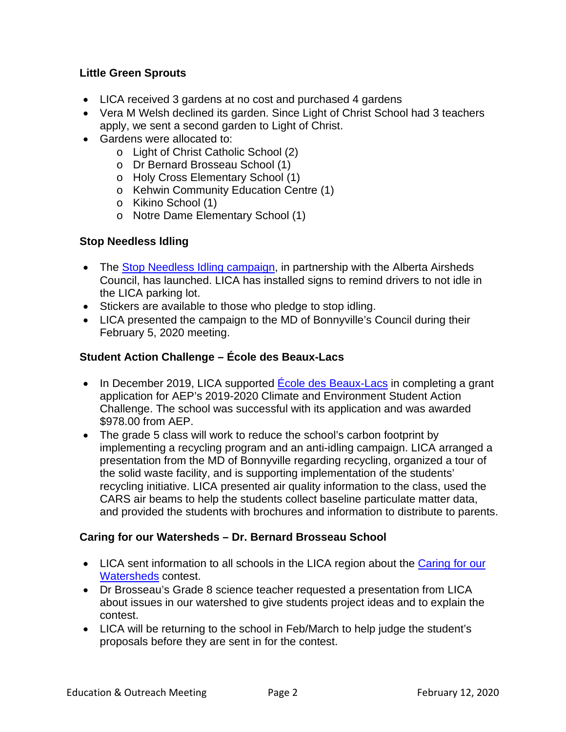**Little Green Sprouts**

- LICA received 3 gardens at no cost and purchased 4 gardens
- Vera M Welsh declined its garden. Since Light of Christ School had 3 teachers apply, we sent a second garden to Light of Christ.
- Gardens were allocated to:
  - Light of Christ Catholic School (2)
  - Dr Bernard Brosseau School (1)
  - Holy Cross Elementary School (1)
  - Kehwin Community Education Centre (1)
  - Kikino School (1)
  - Notre Dame Elementary School (1)

**Stop Needless Idling**

- The Stop Needless Idling campaign, in partnership with the Alberta Airsheds Council, has launched. LICA has installed signs to remind drivers to not idle in the LICA parking lot.
- Stickers are available to those who pledge to stop idling.
- LICA presented the campaign to the MD of Bonnyville's Council during their February 5, 2020 meeting.

**Student Action Challenge – École des Beaux-Lacs**

- In December 2019, LICA supported École des Beaux-Lacs in completing a grant application for AEP's 2019-2020 Climate and Environment Student Action Challenge. The school was successful with its application and was awarded $978.00 from AEP.
- The grade 5 class will work to reduce the school's carbon footprint by implementing a recycling program and an anti-idling campaign. LICA arranged a presentation from the MD of Bonnyville regarding recycling, organized a tour of the solid waste facility, and is supporting implementation of the students' recycling initiative. LICA presented air quality information to the class, used the CARS air beams to help the students collect baseline particulate matter data, and provided the students with brochures and information to distribute to parents.

**Caring for our Watersheds – Dr. Bernard Brosseau School**

- LICA sent information to all schools in the LICA region about the Caring for our Watersheds contest.
- Dr Brosseau's Grade 8 science teacher requested a presentation from LICA about issues in our watershed to give students project ideas and to explain the contest.
- LICA will be returning to the school in Feb/March to help judge the student's proposals before they are sent in for the contest.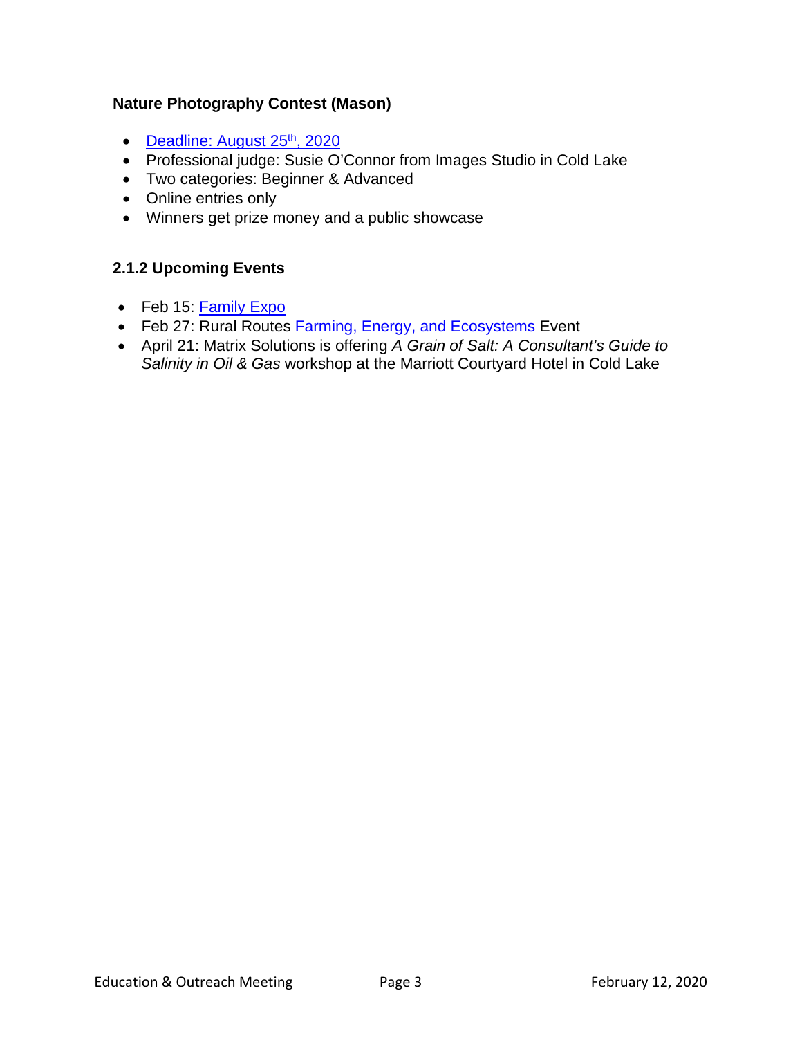**Nature Photography Contest (Mason)**

- Deadline: August 25th, 2020
- Professional judge: Susie O'Connor from Images Studio in Cold Lake
- Two categories: Beginner & Advanced
- Online entries only
- Winners get prize money and a public showcase

### 2.1.2 Upcoming Events

- Feb 15: Family Expo
- Feb 27: Rural Routes Farming, Energy, and Ecosystems Event
- April 21: Matrix Solutions is offering *A Grain of Salt: A Consultant's Guide to Salinity in Oil & Gas* workshop at the Marriott Courtyard Hotel in Cold Lake